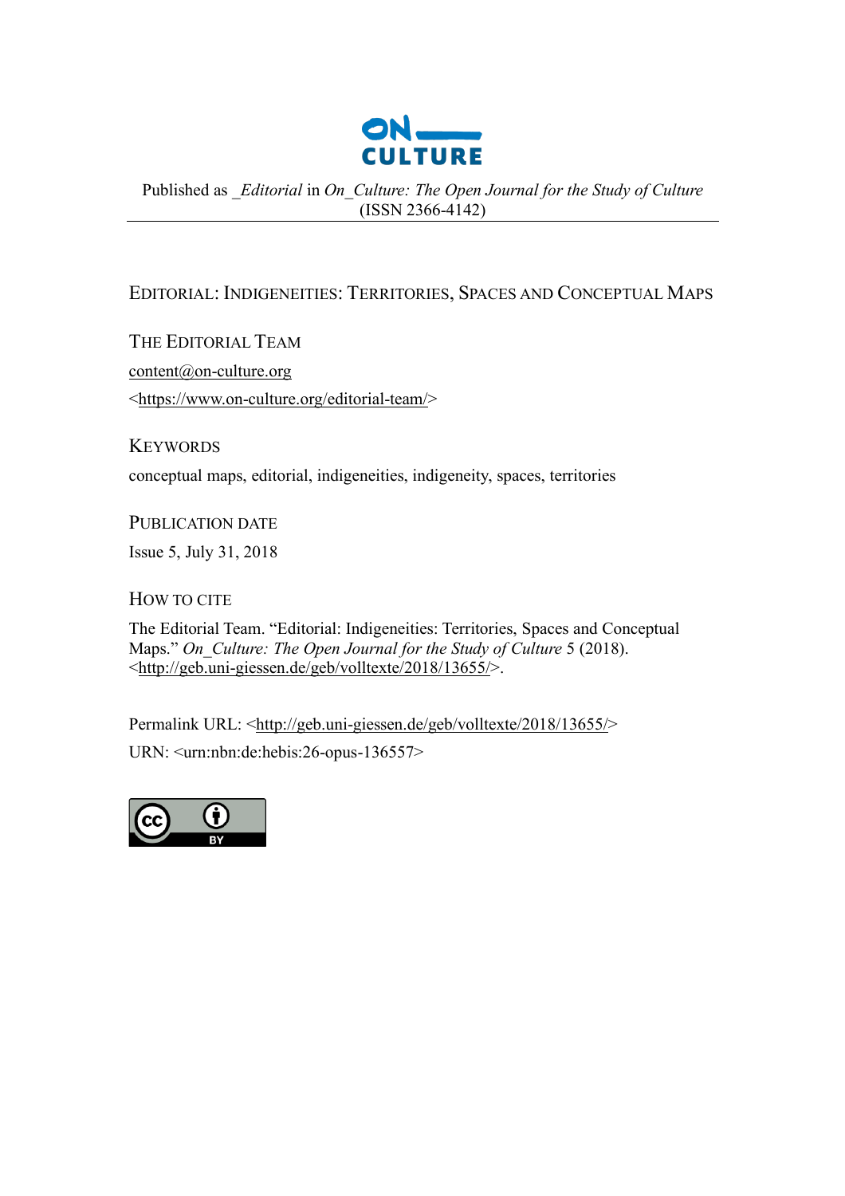Published as _*Editorial* in *On_Culture: The Open Journal for the Study of Culture* (ISSN 2366-4142)

---

# Editorial: Indigeneities: Territories, Spaces and Conceptual Maps

## The Editorial Team

content@on-culture.org

<https://www.on-culture.org/editorial-team/>

## Keywords

conceptual maps, editorial, indigeneities, indigeneity, spaces, territories

## Publication Date

Issue 5, July 31, 2018

## How to Cite

The Editorial Team. "Editorial: Indigeneities: Territories, Spaces and Conceptual Maps." *On_Culture: The Open Journal for the Study of Culture* 5 (2018). <http://geb.uni-giessen.de/geb/volltexte/2018/13655/>.

Permalink URL: <http://geb.uni-giessen.de/geb/volltexte/2018/13655/>

URN: <urn:nbn:de:hebis:26-opus-136557>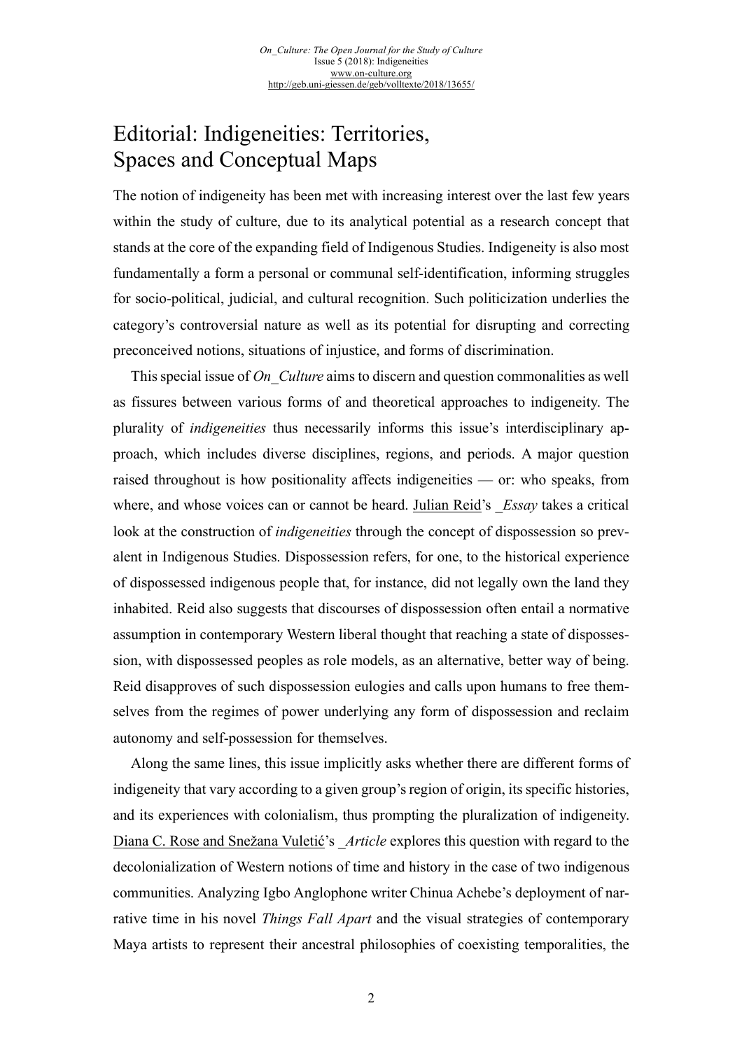# Editorial: Indigeneities: Territories, Spaces and Conceptual Maps

The notion of indigeneity has been met with increasing interest over the last few years within the study of culture, due to its analytical potential as a research concept that stands at the core of the expanding field of Indigenous Studies. Indigeneity is also most fundamentally a form a personal or communal self-identification, informing struggles for socio-political, judicial, and cultural recognition. Such politicization underlies the category's controversial nature as well as its potential for disrupting and correcting preconceived notions, situations of injustice, and forms of discrimination.

This special issue of *On_Culture* aims to discern and question commonalities as well as fissures between various forms of and theoretical approaches to indigeneity. The plurality of *indigeneities* thus necessarily informs this issue's interdisciplinary approach, which includes diverse disciplines, regions, and periods. A major question raised throughout is how positionality affects indigeneities — or: who speaks, from where, and whose voices can or cannot be heard. Julian Reid's *_Essay* takes a critical look at the construction of *indigeneities* through the concept of dispossession so prevalent in Indigenous Studies. Dispossession refers, for one, to the historical experience of dispossessed indigenous people that, for instance, did not legally own the land they inhabited. Reid also suggests that discourses of dispossession often entail a normative assumption in contemporary Western liberal thought that reaching a state of dispossession, with dispossessed peoples as role models, as an alternative, better way of being. Reid disapproves of such dispossession eulogies and calls upon humans to free themselves from the regimes of power underlying any form of dispossession and reclaim autonomy and self-possession for themselves.

Along the same lines, this issue implicitly asks whether there are different forms of indigeneity that vary according to a given group's region of origin, its specific histories, and its experiences with colonialism, thus prompting the pluralization of indigeneity. Diana C. Rose and Snežana Vuletić's *_Article* explores this question with regard to the decolonialization of Western notions of time and history in the case of two indigenous communities. Analyzing Igbo Anglophone writer Chinua Achebe's deployment of narrative time in his novel *Things Fall Apart* and the visual strategies of contemporary Maya artists to represent their ancestral philosophies of coexisting temporalities, the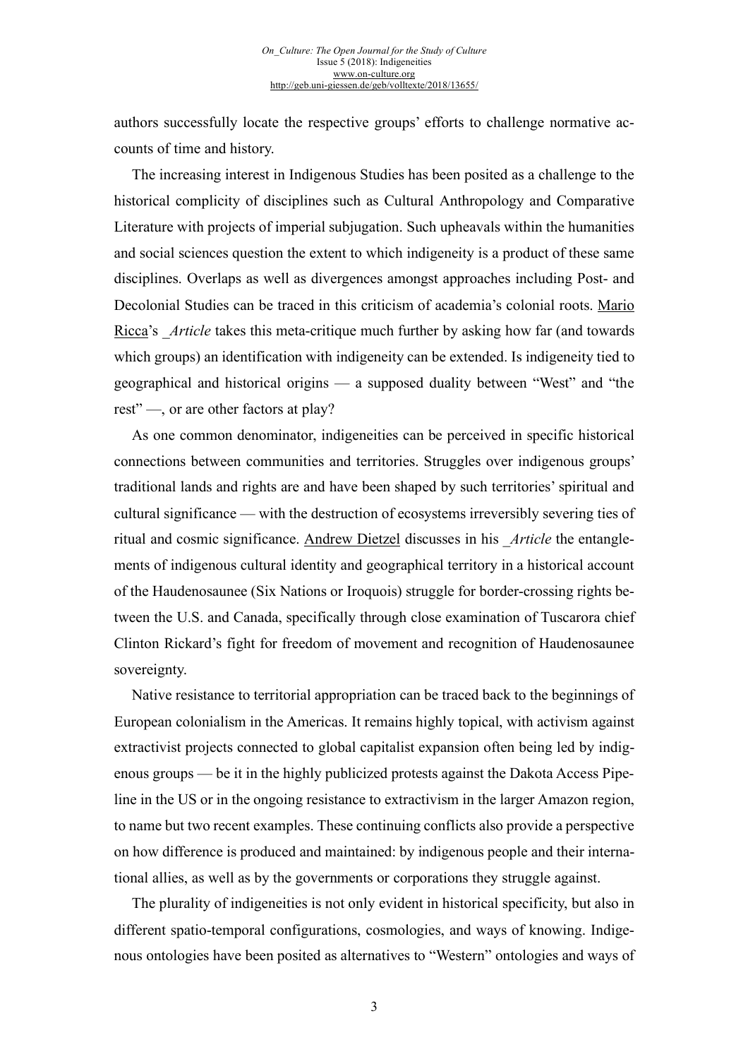authors successfully locate the respective groups' efforts to challenge normative accounts of time and history.

The increasing interest in Indigenous Studies has been posited as a challenge to the historical complicity of disciplines such as Cultural Anthropology and Comparative Literature with projects of imperial subjugation. Such upheavals within the humanities and social sciences question the extent to which indigeneity is a product of these same disciplines. Overlaps as well as divergences amongst approaches including Post- and Decolonial Studies can be traced in this criticism of academia's colonial roots. Mario Ricca's _*Article* takes this meta-critique much further by asking how far (and towards which groups) an identification with indigeneity can be extended. Is indigeneity tied to geographical and historical origins — a supposed duality between "West" and "the rest" —, or are other factors at play?

As one common denominator, indigeneities can be perceived in specific historical connections between communities and territories. Struggles over indigenous groups' traditional lands and rights are and have been shaped by such territories' spiritual and cultural significance — with the destruction of ecosystems irreversibly severing ties of ritual and cosmic significance. Andrew Dietzel discusses in his _*Article* the entanglements of indigenous cultural identity and geographical territory in a historical account of the Haudenosaunee (Six Nations or Iroquois) struggle for border-crossing rights between the U.S. and Canada, specifically through close examination of Tuscarora chief Clinton Rickard's fight for freedom of movement and recognition of Haudenosaunee sovereignty.

Native resistance to territorial appropriation can be traced back to the beginnings of European colonialism in the Americas. It remains highly topical, with activism against extractivist projects connected to global capitalist expansion often being led by indigenous groups — be it in the highly publicized protests against the Dakota Access Pipeline in the US or in the ongoing resistance to extractivism in the larger Amazon region, to name but two recent examples. These continuing conflicts also provide a perspective on how difference is produced and maintained: by indigenous people and their international allies, as well as by the governments or corporations they struggle against.

The plurality of indigeneities is not only evident in historical specificity, but also in different spatio-temporal configurations, cosmologies, and ways of knowing. Indigenous ontologies have been posited as alternatives to "Western" ontologies and ways of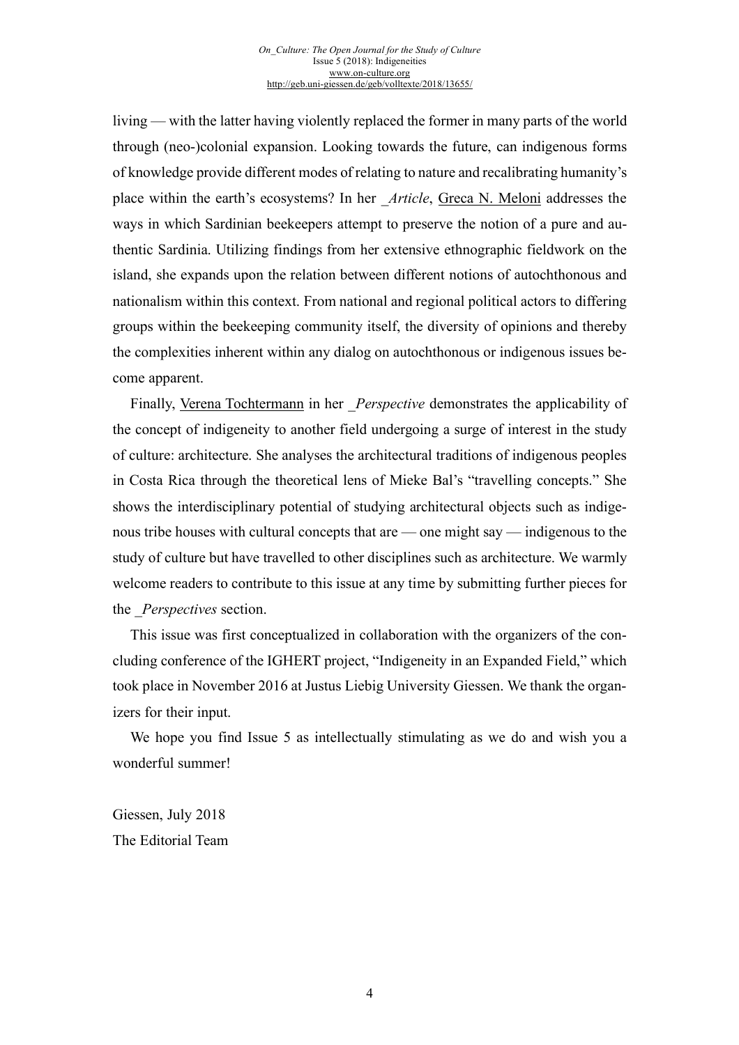living — with the latter having violently replaced the former in many parts of the world through (neo-)colonial expansion. Looking towards the future, can indigenous forms of knowledge provide different modes of relating to nature and recalibrating humanity's place within the earth's ecosystems? In her *_Article*, Greca N. Meloni addresses the ways in which Sardinian beekeepers attempt to preserve the notion of a pure and authentic Sardinia. Utilizing findings from her extensive ethnographic fieldwork on the island, she expands upon the relation between different notions of autochthonous and nationalism within this context. From national and regional political actors to differing groups within the beekeeping community itself, the diversity of opinions and thereby the complexities inherent within any dialog on autochthonous or indigenous issues become apparent.

Finally, Verena Tochtermann in her *_Perspective* demonstrates the applicability of the concept of indigeneity to another field undergoing a surge of interest in the study of culture: architecture. She analyses the architectural traditions of indigenous peoples in Costa Rica through the theoretical lens of Mieke Bal's "travelling concepts." She shows the interdisciplinary potential of studying architectural objects such as indigenous tribe houses with cultural concepts that are — one might say — indigenous to the study of culture but have travelled to other disciplines such as architecture. We warmly welcome readers to contribute to this issue at any time by submitting further pieces for the *_Perspectives* section.

This issue was first conceptualized in collaboration with the organizers of the concluding conference of the IGHERT project, "Indigeneity in an Expanded Field," which took place in November 2016 at Justus Liebig University Giessen. We thank the organizers for their input.

We hope you find Issue 5 as intellectually stimulating as we do and wish you a wonderful summer!

Giessen, July 2018
The Editorial Team